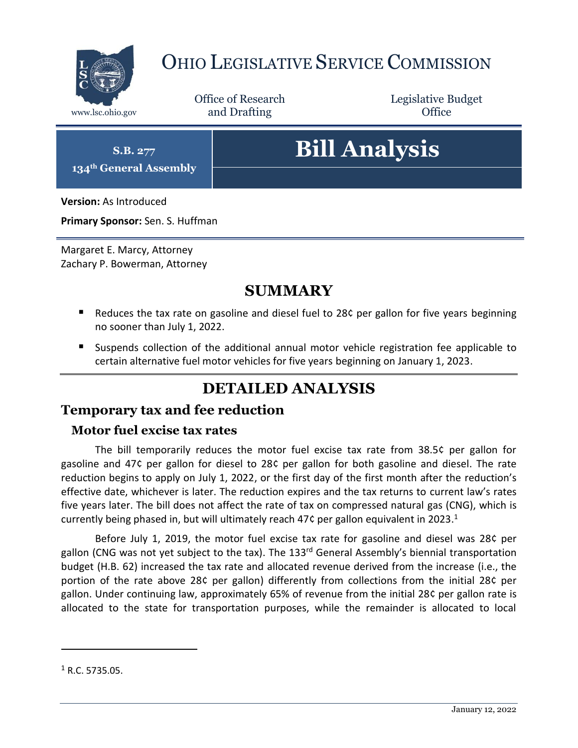# OHIO LEGISLATIVE SERVICE COMMISSION

www.lsc.ohio.gov

Office of Research and Drafting

Legislative Budget Office

**S.B. 277**
**134th General Assembly**

# Bill Analysis

**Version:** As Introduced

**Primary Sponsor:** Sen. S. Huffman

Margaret E. Marcy, Attorney
Zachary P. Bowerman, Attorney

## SUMMARY

- Reduces the tax rate on gasoline and diesel fuel to 28¢ per gallon for five years beginning no sooner than July 1, 2022.
- Suspends collection of the additional annual motor vehicle registration fee applicable to certain alternative fuel motor vehicles for five years beginning on January 1, 2023.

## DETAILED ANALYSIS

## Temporary tax and fee reduction

### Motor fuel excise tax rates

The bill temporarily reduces the motor fuel excise tax rate from 38.5¢ per gallon for gasoline and 47¢ per gallon for diesel to 28¢ per gallon for both gasoline and diesel. The rate reduction begins to apply on July 1, 2022, or the first day of the first month after the reduction's effective date, whichever is later. The reduction expires and the tax returns to current law's rates five years later. The bill does not affect the rate of tax on compressed natural gas (CNG), which is currently being phased in, but will ultimately reach 47¢ per gallon equivalent in 2023.[1]

Before July 1, 2019, the motor fuel excise tax rate for gasoline and diesel was 28¢ per gallon (CNG was not yet subject to the tax). The 133rd General Assembly's biennial transportation budget (H.B. 62) increased the tax rate and allocated revenue derived from the increase (i.e., the portion of the rate above 28¢ per gallon) differently from collections from the initial 28¢ per gallon. Under continuing law, approximately 65% of revenue from the initial 28¢ per gallon rate is allocated to the state for transportation purposes, while the remainder is allocated to local

[1] R.C. 5735.05.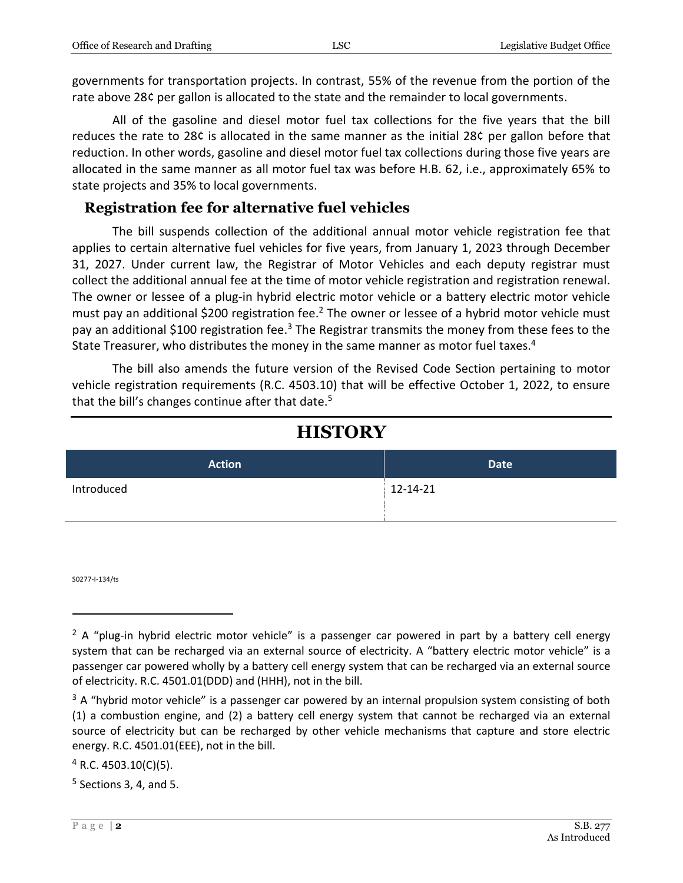governments for transportation projects. In contrast, 55% of the revenue from the portion of the rate above 28¢ per gallon is allocated to the state and the remainder to local governments.

All of the gasoline and diesel motor fuel tax collections for the five years that the bill reduces the rate to 28¢ is allocated in the same manner as the initial 28¢ per gallon before that reduction. In other words, gasoline and diesel motor fuel tax collections during those five years are allocated in the same manner as all motor fuel tax was before H.B. 62, i.e., approximately 65% to state projects and 35% to local governments.

## Registration fee for alternative fuel vehicles

The bill suspends collection of the additional annual motor vehicle registration fee that applies to certain alternative fuel vehicles for five years, from January 1, 2023 through December 31, 2027. Under current law, the Registrar of Motor Vehicles and each deputy registrar must collect the additional annual fee at the time of motor vehicle registration and registration renewal. The owner or lessee of a plug-in hybrid electric motor vehicle or a battery electric motor vehicle must pay an additional $200 registration fee.[2] The owner or lessee of a hybrid motor vehicle must pay an additional $100 registration fee.[3] The Registrar transmits the money from these fees to the State Treasurer, who distributes the money in the same manner as motor fuel taxes.[4]

The bill also amends the future version of the Revised Code Section pertaining to motor vehicle registration requirements (R.C. 4503.10) that will be effective October 1, 2022, to ensure that the bill's changes continue after that date.[5]

# HISTORY

| Action | Date |
|---|---|
| Introduced | 12-14-21 |

S0277-I-134/ts

---

[2] A "plug-in hybrid electric motor vehicle" is a passenger car powered in part by a battery cell energy system that can be recharged via an external source of electricity. A "battery electric motor vehicle" is a passenger car powered wholly by a battery cell energy system that can be recharged via an external source of electricity. R.C. 4501.01(DDD) and (HHH), not in the bill.

[3] A "hybrid motor vehicle" is a passenger car powered by an internal propulsion system consisting of both (1) a combustion engine, and (2) a battery cell energy system that cannot be recharged via an external source of electricity but can be recharged by other vehicle mechanisms that capture and store electric energy. R.C. 4501.01(EEE), not in the bill.

[4] R.C. 4503.10(C)(5).

[5] Sections 3, 4, and 5.